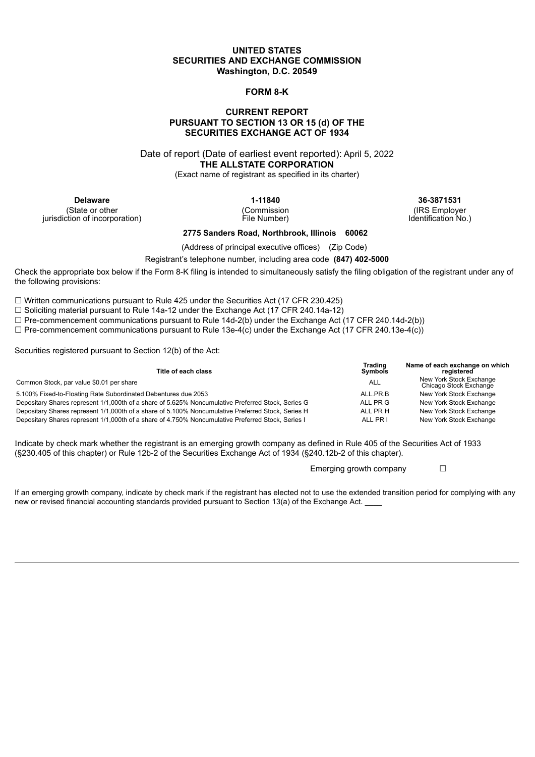# UNITED STATES
# SECURITIES AND EXCHANGE COMMISSION
**Washington, D.C. 20549**

## FORM 8-K

## CURRENT REPORT
## PURSUANT TO SECTION 13 OR 15 (d) OF THE
## SECURITIES EXCHANGE ACT OF 1934

Date of report (Date of earliest event reported): April 5, 2022

**THE ALLSTATE CORPORATION**

(Exact name of registrant as specified in its charter)

| **Delaware** | **1-11840** | **36-3871531** |
|---|---|---|
| (State or other jurisdiction of incorporation) | (Commission File Number) | (IRS Employer Identification No.) |

**2775 Sanders Road, Northbrook, Illinois 60062**

(Address of principal executive offices) (Zip Code)

Registrant's telephone number, including area code **(847) 402-5000**

Check the appropriate box below if the Form 8-K filing is intended to simultaneously satisfy the filing obligation of the registrant under any of the following provisions:

☐ Written communications pursuant to Rule 425 under the Securities Act (17 CFR 230.425)
☐ Soliciting material pursuant to Rule 14a-12 under the Exchange Act (17 CFR 240.14a-12)
☐ Pre-commencement communications pursuant to Rule 14d-2(b) under the Exchange Act (17 CFR 240.14d-2(b))
☐ Pre-commencement communications pursuant to Rule 13e-4(c) under the Exchange Act (17 CFR 240.13e-4(c))

Securities registered pursuant to Section 12(b) of the Act:

| Title of each class | Trading Symbols | Name of each exchange on which registered |
|---|---|---|
| Common Stock, par value $0.01 per share | ALL | New York Stock Exchange<br>Chicago Stock Exchange |
| 5.100% Fixed-to-Floating Rate Subordinated Debentures due 2053 | ALL.PR.B | New York Stock Exchange |
| Depositary Shares represent 1/1,000th of a share of 5.625% Noncumulative Preferred Stock, Series G | ALL PR G | New York Stock Exchange |
| Depositary Shares represent 1/1,000th of a share of 5.100% Noncumulative Preferred Stock, Series H | ALL PR H | New York Stock Exchange |
| Depositary Shares represent 1/1,000th of a share of 4.750% Noncumulative Preferred Stock, Series I | ALL PR I | New York Stock Exchange |

Indicate by check mark whether the registrant is an emerging growth company as defined in Rule 405 of the Securities Act of 1933 (§230.405 of this chapter) or Rule 12b-2 of the Securities Exchange Act of 1934 (§240.12b-2 of this chapter).

Emerging growth company ☐

If an emerging growth company, indicate by check mark if the registrant has elected not to use the extended transition period for complying with any new or revised financial accounting standards provided pursuant to Section 13(a) of the Exchange Act. ____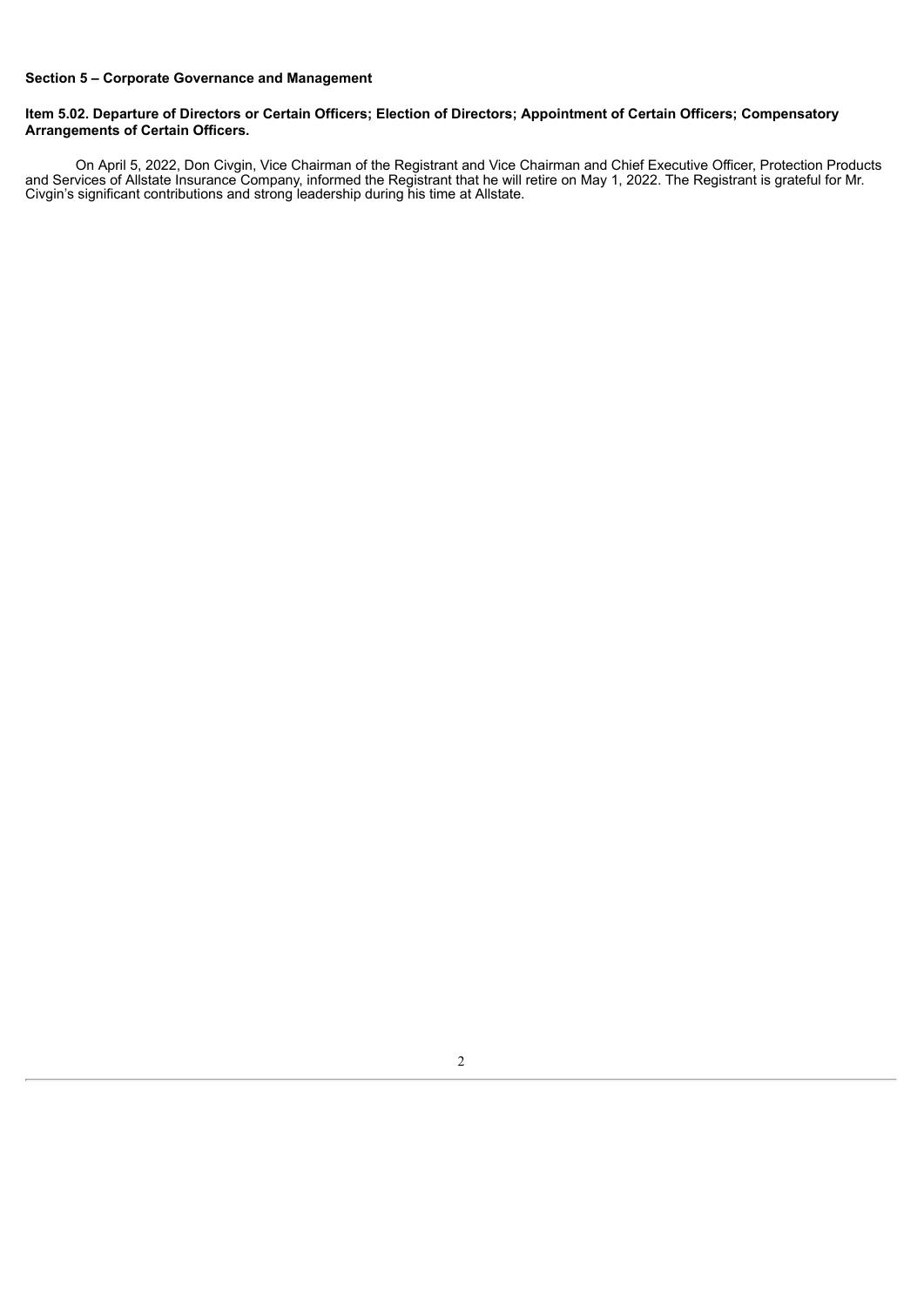## Section 5 – Corporate Governance and Management

### Item 5.02. Departure of Directors or Certain Officers; Election of Directors; Appointment of Certain Officers; Compensatory Arrangements of Certain Officers.

On April 5, 2022, Don Civgin, Vice Chairman of the Registrant and Vice Chairman and Chief Executive Officer, Protection Products and Services of Allstate Insurance Company, informed the Registrant that he will retire on May 1, 2022. The Registrant is grateful for Mr. Civgin's significant contributions and strong leadership during his time at Allstate.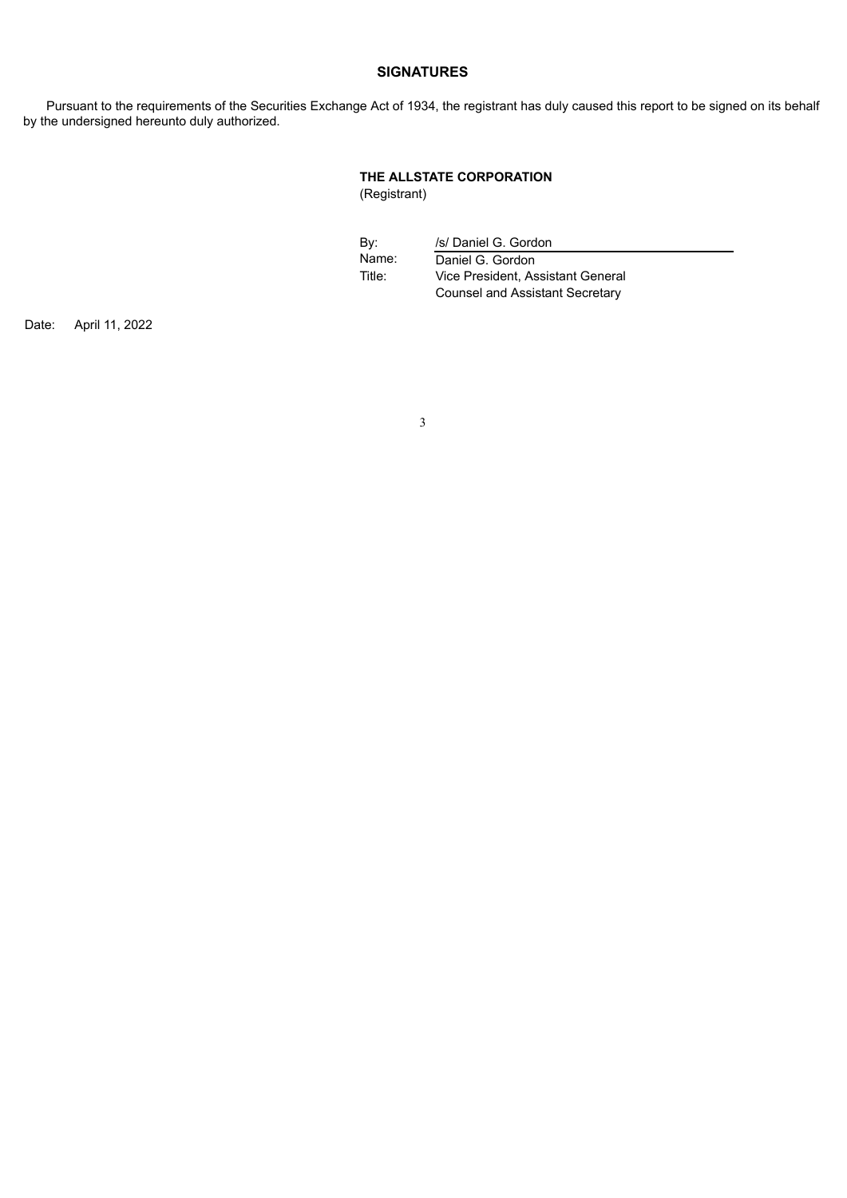## SIGNATURES

Pursuant to the requirements of the Securities Exchange Act of 1934, the registrant has duly caused this report to be signed on its behalf by the undersigned hereunto duly authorized.

**THE ALLSTATE CORPORATION**
(Registrant)

| | |
|---|---|
| By: | /s/ Daniel G. Gordon |
| Name: | Daniel G. Gordon |
| Title: | Vice President, Assistant General Counsel and Assistant Secretary |

Date: April 11, 2022